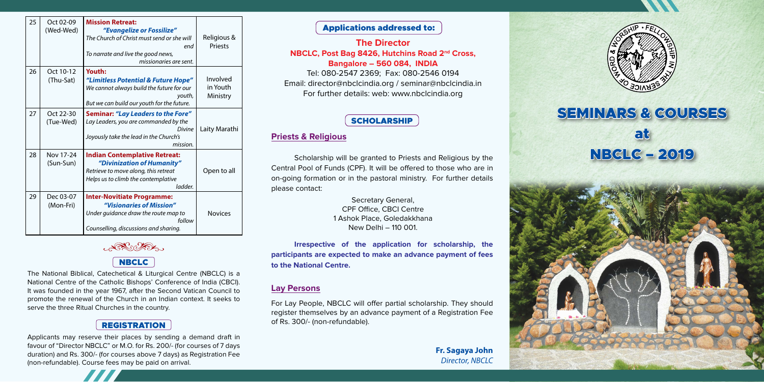| 25 | Oct 02-09 (Wed-Wed) | **Mission Retreat:** ***"Evangelize or Fossilize"*** *The Church of Christ must send or she will end* *To narrate and live the good news, missionaries are sent.* | Religious & Priests |
|---|---|---|---|
| 26 | Oct 10-12 (Thu-Sat) | **Youth:** ***"Limitless Potential & Future Hope"*** *We cannot always build the future for our youth,* *But we can build our youth for the future.* | Involved in Youth Ministry |
| 27 | Oct 22-30 (Tue-Wed) | **Seminar: *"Lay Leaders to the Fore"*** *Lay Leaders, you are commanded by the Divine* *Joyously take the lead in the Church's mission.* | Laity Marathi |
| 28 | Nov 17-24 (Sun-Sun) | **Indian Contemplative Retreat:** ***"Divinization of Humanity"*** *Retrieve to move along, this retreat* *Helps us to climb the contemplative ladder.* | Open to all |
| 29 | Dec 03-07 (Mon-Fri) | **Inter-Novitiate Programme:** ***"Visionaries of Mission"*** *Under guidance draw the route map to follow* *Counselling, discussions and sharing.* | Novices |

## NBCLC

The National Biblical, Catechetical & Liturgical Centre (NBCLC) is a National Centre of the Catholic Bishops' Conference of India (CBCI). It was founded in the year 1967, after the Second Vatican Council to promote the renewal of the Church in an Indian context. It seeks to serve the three Ritual Churches in the country.

## REGISTRATION

Applicants may reserve their places by sending a demand draft in favour of "Director NBCLC" or M.O. for Rs. 200/- (for courses of 7 days duration) and Rs. 300/- (for courses above 7 days) as Registration Fee (non-refundable). Course fees may be paid on arrival.

## Applications addressed to:

**The Director**
**NBCLC, Post Bag 8426, Hutchins Road 2nd Cross,**
**Bangalore – 560 084, INDIA**
Tel: 080-2547 2369; Fax: 080-2546 0194
Email: director@nbclcindia.org / seminar@nbclcindia.in
For further details: web: www.nbclcindia.org

## SCHOLARSHIP

### Priests & Religious

Scholarship will be granted to Priests and Religious by the Central Pool of Funds (CPF). It will be offered to those who are in on-going formation or in the pastoral ministry. For further details please contact:

Secretary General,
CPF Office, CBCI Centre
1 Ashok Place, Goledakkhana
New Delhi – 110 001.

**Irrespective of the application for scholarship, the participants are expected to make an advance payment of fees to the National Centre.**

### Lay Persons

For Lay People, NBCLC will offer partial scholarship. They should register themselves by an advance payment of a Registration Fee of Rs. 300/- (non-refundable).

**Fr. Sagaya John**
*Director, NBCLC*

WORD & WORSHIP • FELLOWSHIP IN THE SERVICE OF

# SEMINARS & COURSES at NBCLC – 2019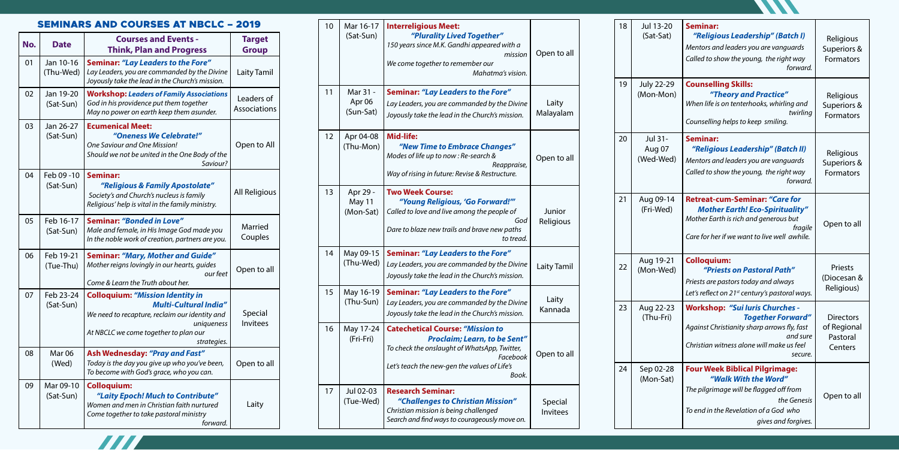# SEMINARS AND COURSES AT NBCLC – 2019

| No. | Date | Courses and Events - Think, Plan and Progress | Target Group |
|---|---|---|---|
| 01 | Jan 10-16 (Thu-Wed) | **Seminar:** ***"Lay Leaders to the Fore"*** *Lay Leaders, you are commanded by the Divine* *Joyously take the lead in the Church's mission.* | Laity Tamil |
| 02 | Jan 19-20 (Sat-Sun) | **Workshop:** ***Leaders of Family Associations*** *God in his providence put them together* *May no power on earth keep them asunder.* | Leaders of Associations |
| 03 | Jan 26-27 (Sat-Sun) | **Ecumenical Meet:** ***"Oneness We Celebrate!"*** *One Saviour and One Mission!* *Should we not be united in the One Body of the Saviour?* | Open to All |
| 04 | Feb 09 -10 (Sat-Sun) | **Seminar:** ***"Religious & Family Apostolate"*** *Society's and Church's nucleus is family* *Religious' help is vital in the family ministry.* | All Religious |
| 05 | Feb 16-17 (Sat-Sun) | **Seminar:** ***"Bonded in Love"*** *Male and female, in His Image God made you* *In the noble work of creation, partners are you.* | Married Couples |
| 06 | Feb 19-21 (Tue-Thu) | **Seminar:** ***"Mary, Mother and Guide"*** *Mother reigns lovingly in our hearts, guides our feet* *Come & Learn the Truth about her.* | Open to all |
| 07 | Feb 23-24 (Sat-Sun) | **Colloquium:** ***"Mission Identity in Multi-Cultural India"*** *We need to recapture, reclaim our identity and uniqueness* *At NBCLC we come together to plan our strategies.* | Special Invitees |
| 08 | Mar 06 (Wed) | **Ash Wednesday:** ***"Pray and Fast"*** *Today is the day you give up who you've been,* *To become with God's grace, who you can.* | Open to all |
| 09 | Mar 09-10 (Sat-Sun) | **Colloquium:** ***"Laity Epoch! Much to Contribute"*** *Women and men in Christian faith nurtured* *Come together to take pastoral ministry forward.* | Laity |
| 10 | Mar 16-17 (Sat-Sun) | **Interreligious Meet:** ***"Plurality Lived Together"*** *150 years since M.K. Gandhi appeared with a mission* *We come together to remember our Mahatma's vision.* | Open to all |
| 11 | Mar 31 - Apr 06 (Sun-Sat) | **Seminar:** ***"Lay Leaders to the Fore"*** *Lay Leaders, you are commanded by the Divine* *Joyously take the lead in the Church's mission.* | Laity Malayalam |
| 12 | Apr 04-08 (Thu-Mon) | **Mid-life:** ***"New Time to Embrace Changes"*** *Modes of life up to now : Re-search & Reappraise,* *Way of rising in future: Revise & Restructure.* | Open to all |
| 13 | Apr 29 - May 11 (Mon-Sat) | **Two Week Course:** ***"Young Religious, 'Go Forward!'"*** *Called to love and live among the people of God* *Dare to blaze new trails and brave new paths to tread.* | Junior Religious |
| 14 | May 09-15 (Thu-Wed) | **Seminar:** ***"Lay Leaders to the Fore"*** *Lay Leaders, you are commanded by the Divine* *Joyously take the lead in the Church's mission.* | Laity Tamil |
| 15 | May 16-19 (Thu-Sun) | **Seminar:** ***"Lay Leaders to the Fore"*** *Lay Leaders, you are commanded by the Divine* *Joyously take the lead in the Church's mission.* | Laity Kannada |
| 16 | May 17-24 (Fri-Fri) | **Catechetical Course:** ***"Mission to Proclaim; Learn, to be Sent"*** *To check the onslaught of WhatsApp, Twitter, Facebook* *Let's teach the new-gen the values of Life's Book.* | Open to all |
| 17 | Jul 02-03 (Tue-Wed) | **Research Seminar:** ***"Challenges to Christian Mission"*** *Christian mission is being challenged* *Search and find ways to courageously move on.* | Special Invitees |
| 18 | Jul 13-20 (Sat-Sat) | **Seminar:** ***"Religious Leadership" (Batch I)*** *Mentors and leaders you are vanguards* *Called to show the young, the right way forward.* | Religious Superiors & Formators |
| 19 | July 22-29 (Mon-Mon) | **Counselling Skills:** ***"Theory and Practice"*** *When life is on tenterhooks, whirling and twirling* *Counselling helps to keep smiling.* | Religious Superiors & Formators |
| 20 | Jul 31- Aug 07 (Wed-Wed) | **Seminar:** ***"Religious Leadership" (Batch II)*** *Mentors and leaders you are vanguards* *Called to show the young, the right way forward.* | Religious Superiors & Formators |
| 21 | Aug 09-14 (Fri-Wed) | **Retreat-cum-Seminar:** ***"Care for Mother Earth! Eco-Spirituality"*** *Mother Earth is rich and generous but fragile* *Care for her if we want to live well awhile.* | Open to all |
| 22 | Aug 19-21 (Mon-Wed) | **Colloquium:** ***"Priests on Pastoral Path"*** *Priests are pastors today and always* *Let's reflect on 21st century's pastoral ways.* | Priests (Diocesan & Religious) |
| 23 | Aug 22-23 (Thu-Fri) | **Workshop:** ***"Sui Iuris Churches - Together Forward"*** *Against Christianity sharp arrows fly, fast and sure* *Christian witness alone will make us feel secure.* | Directors of Regional Pastoral Centers |
| 24 | Sep 02-28 (Mon-Sat) | **Four Week Biblical Pilgrimage:** ***"Walk With the Word"*** *The pilgrimage will be flagged off from the Genesis* *To end in the Revelation of a God who gives and forgives.* | Open to all |